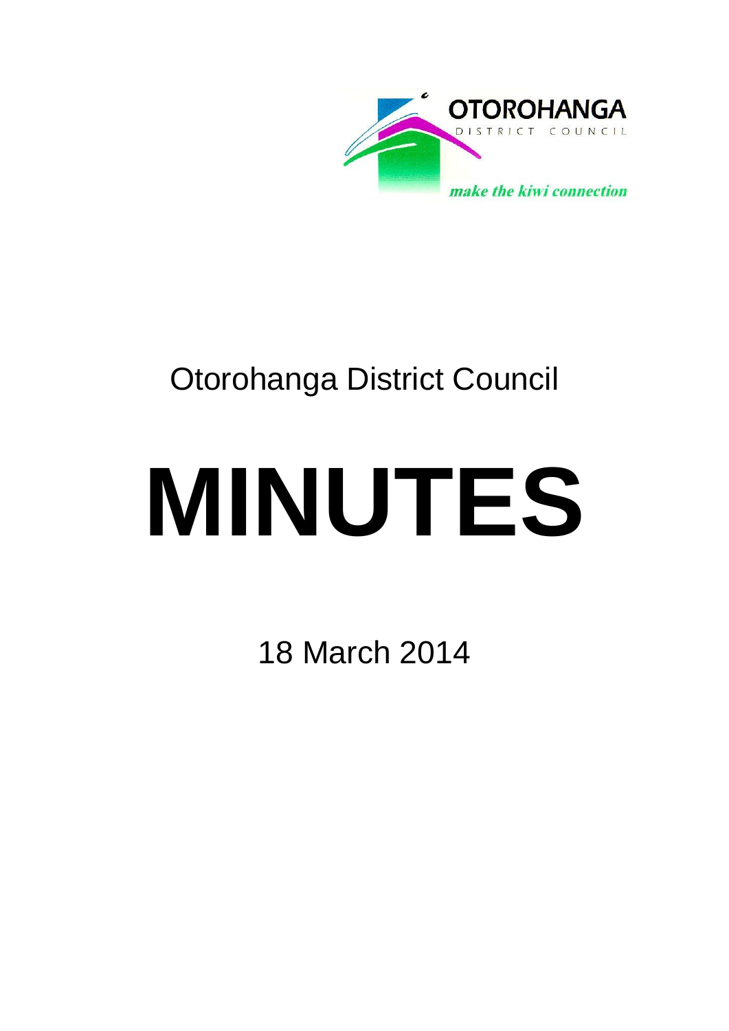OTOROHANGA

DISTRICT COUNCIL

*make the kiwi connection*

Otorohanga District Council

# MINUTES

18 March 2014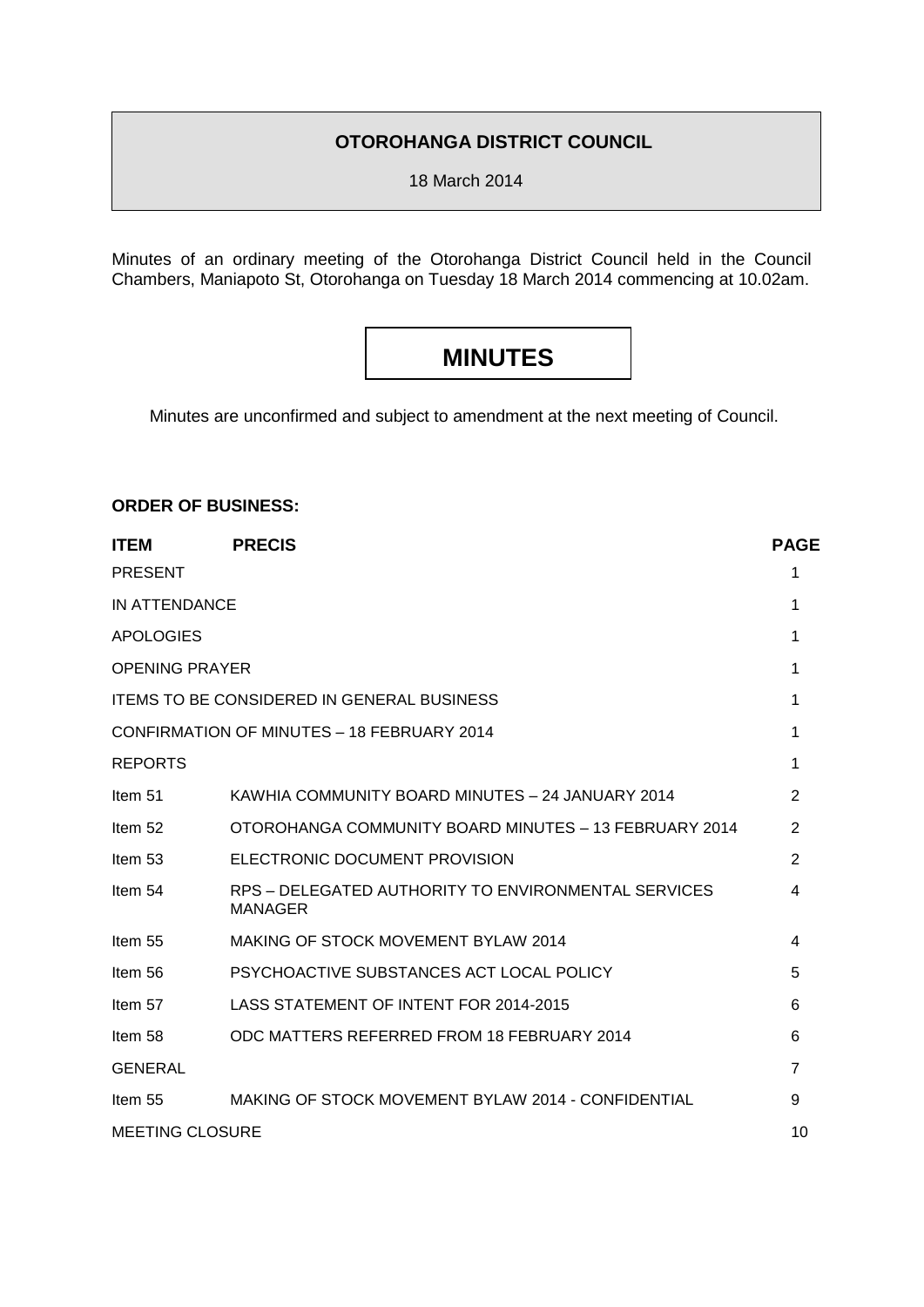# OTOROHANGA DISTRICT COUNCIL

18 March 2014

Minutes of an ordinary meeting of the Otorohanga District Council held in the Council Chambers, Maniapoto St, Otorohanga on Tuesday 18 March 2014 commencing at 10.02am.

# MINUTES

Minutes are unconfirmed and subject to amendment at the next meeting of Council.

**ORDER OF BUSINESS:**

| ITEM | PRECIS | PAGE |
|---|---|---|
| PRESENT | | 1 |
| IN ATTENDANCE | | 1 |
| APOLOGIES | | 1 |
| OPENING PRAYER | | 1 |
| ITEMS TO BE CONSIDERED IN GENERAL BUSINESS | | 1 |
| CONFIRMATION OF MINUTES – 18 FEBRUARY 2014 | | 1 |
| REPORTS | | 1 |
| Item 51 | KAWHIA COMMUNITY BOARD MINUTES – 24 JANUARY 2014 | 2 |
| Item 52 | OTOROHANGA COMMUNITY BOARD MINUTES – 13 FEBRUARY 2014 | 2 |
| Item 53 | ELECTRONIC DOCUMENT PROVISION | 2 |
| Item 54 | RPS – DELEGATED AUTHORITY TO ENVIRONMENTAL SERVICES MANAGER | 4 |
| Item 55 | MAKING OF STOCK MOVEMENT BYLAW 2014 | 4 |
| Item 56 | PSYCHOACTIVE SUBSTANCES ACT LOCAL POLICY | 5 |
| Item 57 | LASS STATEMENT OF INTENT FOR 2014-2015 | 6 |
| Item 58 | ODC MATTERS REFERRED FROM 18 FEBRUARY 2014 | 6 |
| GENERAL | | 7 |
| Item 55 | MAKING OF STOCK MOVEMENT BYLAW 2014 - CONFIDENTIAL | 9 |
| MEETING CLOSURE | | 10 |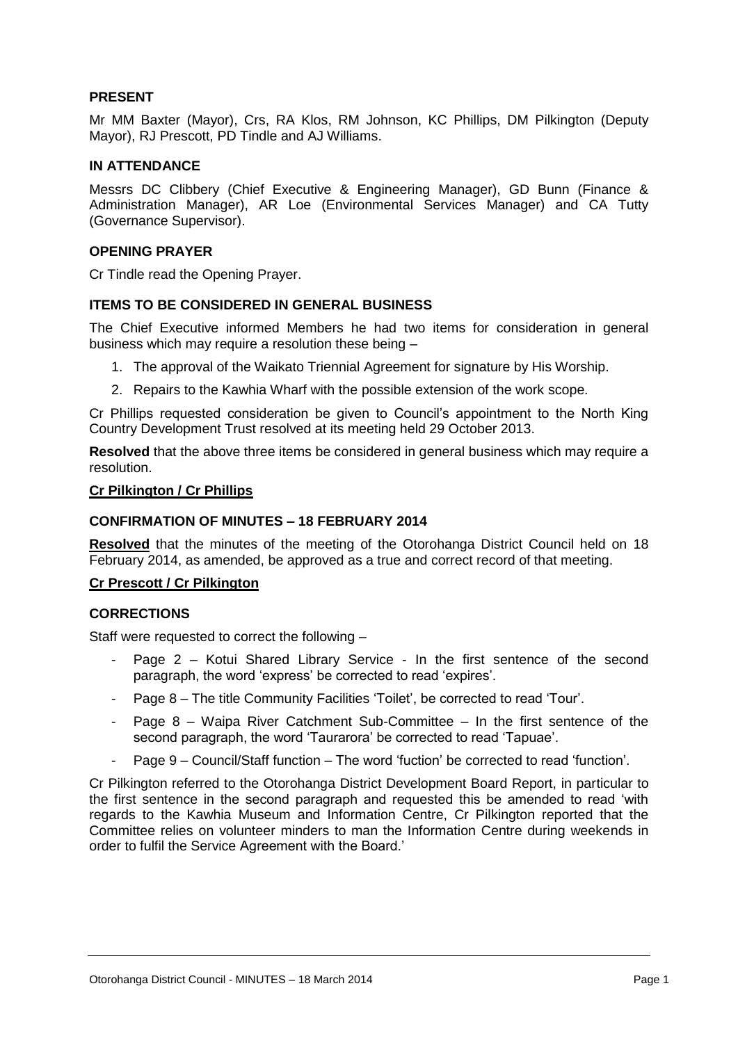## PRESENT

Mr MM Baxter (Mayor), Crs, RA Klos, RM Johnson, KC Phillips, DM Pilkington (Deputy Mayor), RJ Prescott, PD Tindle and AJ Williams.

## IN ATTENDANCE

Messrs DC Clibbery (Chief Executive & Engineering Manager), GD Bunn (Finance & Administration Manager), AR Loe (Environmental Services Manager) and CA Tutty (Governance Supervisor).

## OPENING PRAYER

Cr Tindle read the Opening Prayer.

## ITEMS TO BE CONSIDERED IN GENERAL BUSINESS

The Chief Executive informed Members he had two items for consideration in general business which may require a resolution these being –

1. The approval of the Waikato Triennial Agreement for signature by His Worship.
2. Repairs to the Kawhia Wharf with the possible extension of the work scope.

Cr Phillips requested consideration be given to Council's appointment to the North King Country Development Trust resolved at its meeting held 29 October 2013.

**Resolved** that the above three items be considered in general business which may require a resolution.

**Cr Pilkington / Cr Phillips**

## CONFIRMATION OF MINUTES – 18 FEBRUARY 2014

**Resolved** that the minutes of the meeting of the Otorohanga District Council held on 18 February 2014, as amended, be approved as a true and correct record of that meeting.

**Cr Prescott / Cr Pilkington**

## CORRECTIONS

Staff were requested to correct the following –

- Page 2 – Kotui Shared Library Service - In the first sentence of the second paragraph, the word 'express' be corrected to read 'expires'.
- Page 8 – The title Community Facilities 'Toilet', be corrected to read 'Tour'.
- Page 8 – Waipa River Catchment Sub-Committee – In the first sentence of the second paragraph, the word 'Taurarora' be corrected to read 'Tapuae'.
- Page 9 – Council/Staff function – The word 'fuction' be corrected to read 'function'.

Cr Pilkington referred to the Otorohanga District Development Board Report, in particular to the first sentence in the second paragraph and requested this be amended to read 'with regards to the Kawhia Museum and Information Centre, Cr Pilkington reported that the Committee relies on volunteer minders to man the Information Centre during weekends in order to fulfil the Service Agreement with the Board.'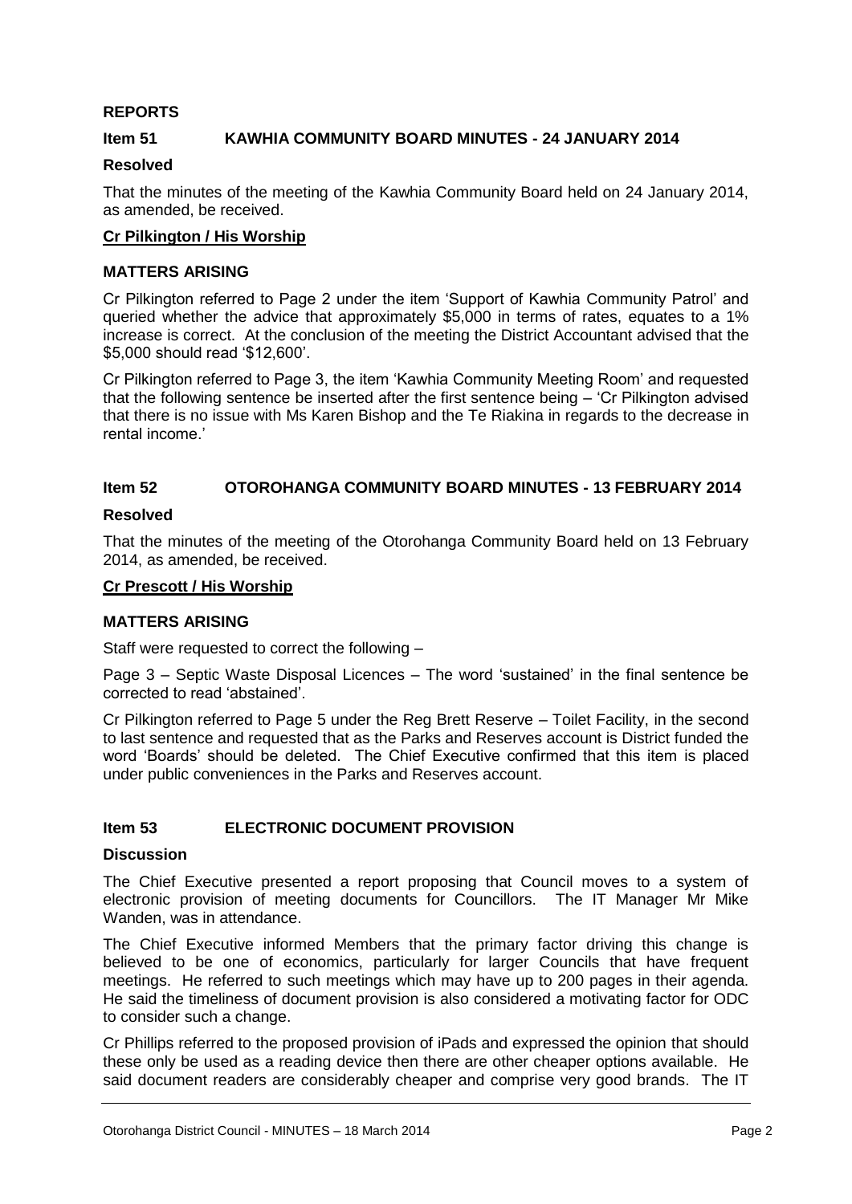## REPORTS

### Item 51 KAWHIA COMMUNITY BOARD MINUTES - 24 JANUARY 2014

**Resolved**

That the minutes of the meeting of the Kawhia Community Board held on 24 January 2014, as amended, be received.

**Cr Pilkington / His Worship**

**MATTERS ARISING**

Cr Pilkington referred to Page 2 under the item 'Support of Kawhia Community Patrol' and queried whether the advice that approximately $5,000 in terms of rates, equates to a 1% increase is correct. At the conclusion of the meeting the District Accountant advised that the $5,000 should read '$12,600'.

Cr Pilkington referred to Page 3, the item 'Kawhia Community Meeting Room' and requested that the following sentence be inserted after the first sentence being – 'Cr Pilkington advised that there is no issue with Ms Karen Bishop and the Te Riakina in regards to the decrease in rental income.'

### Item 52 OTOROHANGA COMMUNITY BOARD MINUTES - 13 FEBRUARY 2014

**Resolved**

That the minutes of the meeting of the Otorohanga Community Board held on 13 February 2014, as amended, be received.

**Cr Prescott / His Worship**

**MATTERS ARISING**

Staff were requested to correct the following –

Page 3 – Septic Waste Disposal Licences – The word 'sustained' in the final sentence be corrected to read 'abstained'.

Cr Pilkington referred to Page 5 under the Reg Brett Reserve – Toilet Facility, in the second to last sentence and requested that as the Parks and Reserves account is District funded the word 'Boards' should be deleted. The Chief Executive confirmed that this item is placed under public conveniences in the Parks and Reserves account.

### Item 53 ELECTRONIC DOCUMENT PROVISION

**Discussion**

The Chief Executive presented a report proposing that Council moves to a system of electronic provision of meeting documents for Councillors. The IT Manager Mr Mike Wanden, was in attendance.

The Chief Executive informed Members that the primary factor driving this change is believed to be one of economics, particularly for larger Councils that have frequent meetings. He referred to such meetings which may have up to 200 pages in their agenda. He said the timeliness of document provision is also considered a motivating factor for ODC to consider such a change.

Cr Phillips referred to the proposed provision of iPads and expressed the opinion that should these only be used as a reading device then there are other cheaper options available. He said document readers are considerably cheaper and comprise very good brands. The IT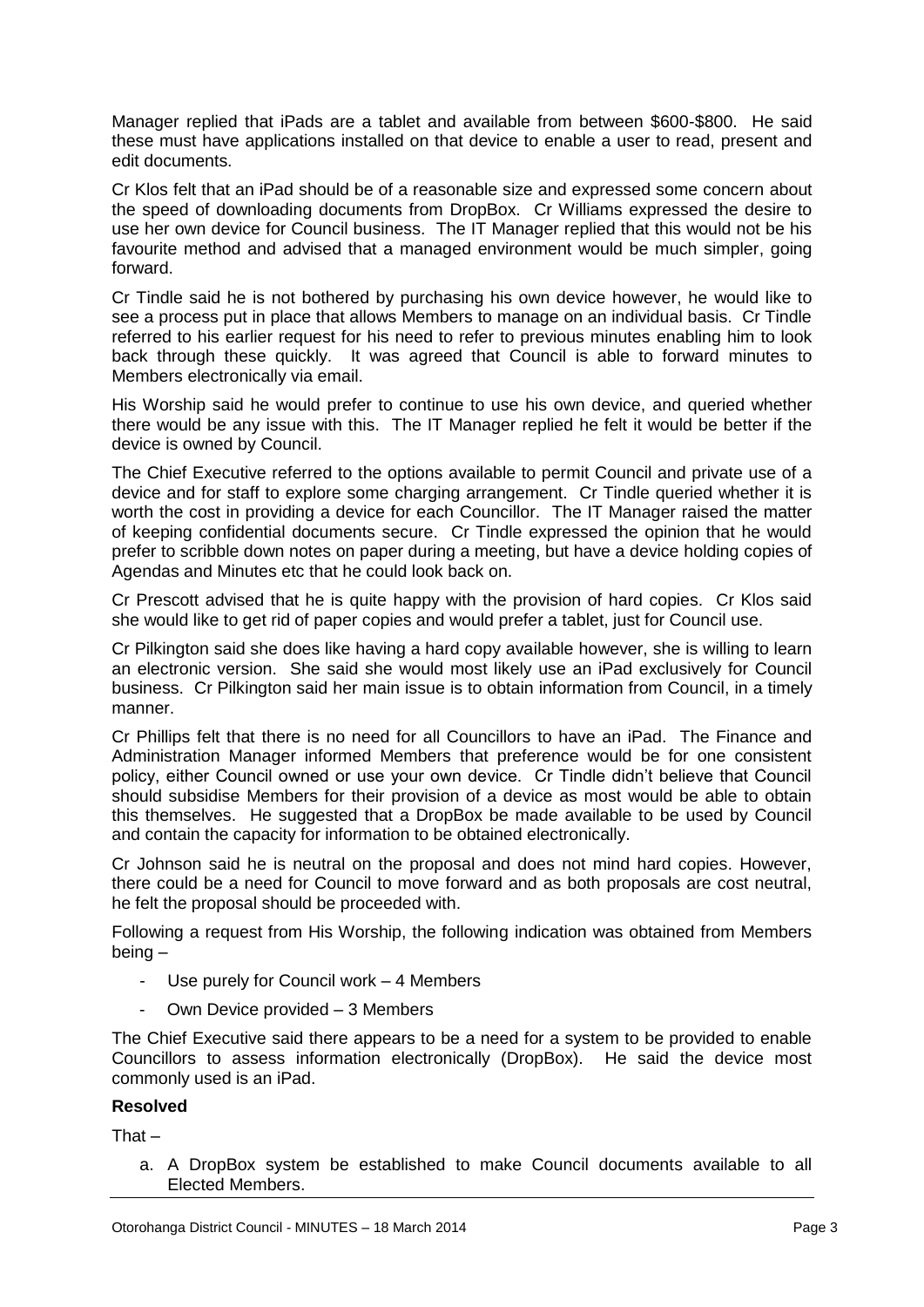Manager replied that iPads are a tablet and available from between $600-$800. He said these must have applications installed on that device to enable a user to read, present and edit documents.

Cr Klos felt that an iPad should be of a reasonable size and expressed some concern about the speed of downloading documents from DropBox. Cr Williams expressed the desire to use her own device for Council business. The IT Manager replied that this would not be his favourite method and advised that a managed environment would be much simpler, going forward.

Cr Tindle said he is not bothered by purchasing his own device however, he would like to see a process put in place that allows Members to manage on an individual basis. Cr Tindle referred to his earlier request for his need to refer to previous minutes enabling him to look back through these quickly. It was agreed that Council is able to forward minutes to Members electronically via email.

His Worship said he would prefer to continue to use his own device, and queried whether there would be any issue with this. The IT Manager replied he felt it would be better if the device is owned by Council.

The Chief Executive referred to the options available to permit Council and private use of a device and for staff to explore some charging arrangement. Cr Tindle queried whether it is worth the cost in providing a device for each Councillor. The IT Manager raised the matter of keeping confidential documents secure. Cr Tindle expressed the opinion that he would prefer to scribble down notes on paper during a meeting, but have a device holding copies of Agendas and Minutes etc that he could look back on.

Cr Prescott advised that he is quite happy with the provision of hard copies. Cr Klos said she would like to get rid of paper copies and would prefer a tablet, just for Council use.

Cr Pilkington said she does like having a hard copy available however, she is willing to learn an electronic version. She said she would most likely use an iPad exclusively for Council business. Cr Pilkington said her main issue is to obtain information from Council, in a timely manner.

Cr Phillips felt that there is no need for all Councillors to have an iPad. The Finance and Administration Manager informed Members that preference would be for one consistent policy, either Council owned or use your own device. Cr Tindle didn't believe that Council should subsidise Members for their provision of a device as most would be able to obtain this themselves. He suggested that a DropBox be made available to be used by Council and contain the capacity for information to be obtained electronically.

Cr Johnson said he is neutral on the proposal and does not mind hard copies. However, there could be a need for Council to move forward and as both proposals are cost neutral, he felt the proposal should be proceeded with.

Following a request from His Worship, the following indication was obtained from Members being –

- Use purely for Council work – 4 Members
- Own Device provided – 3 Members

The Chief Executive said there appears to be a need for a system to be provided to enable Councillors to assess information electronically (DropBox). He said the device most commonly used is an iPad.

**Resolved**

That –

a. A DropBox system be established to make Council documents available to all Elected Members.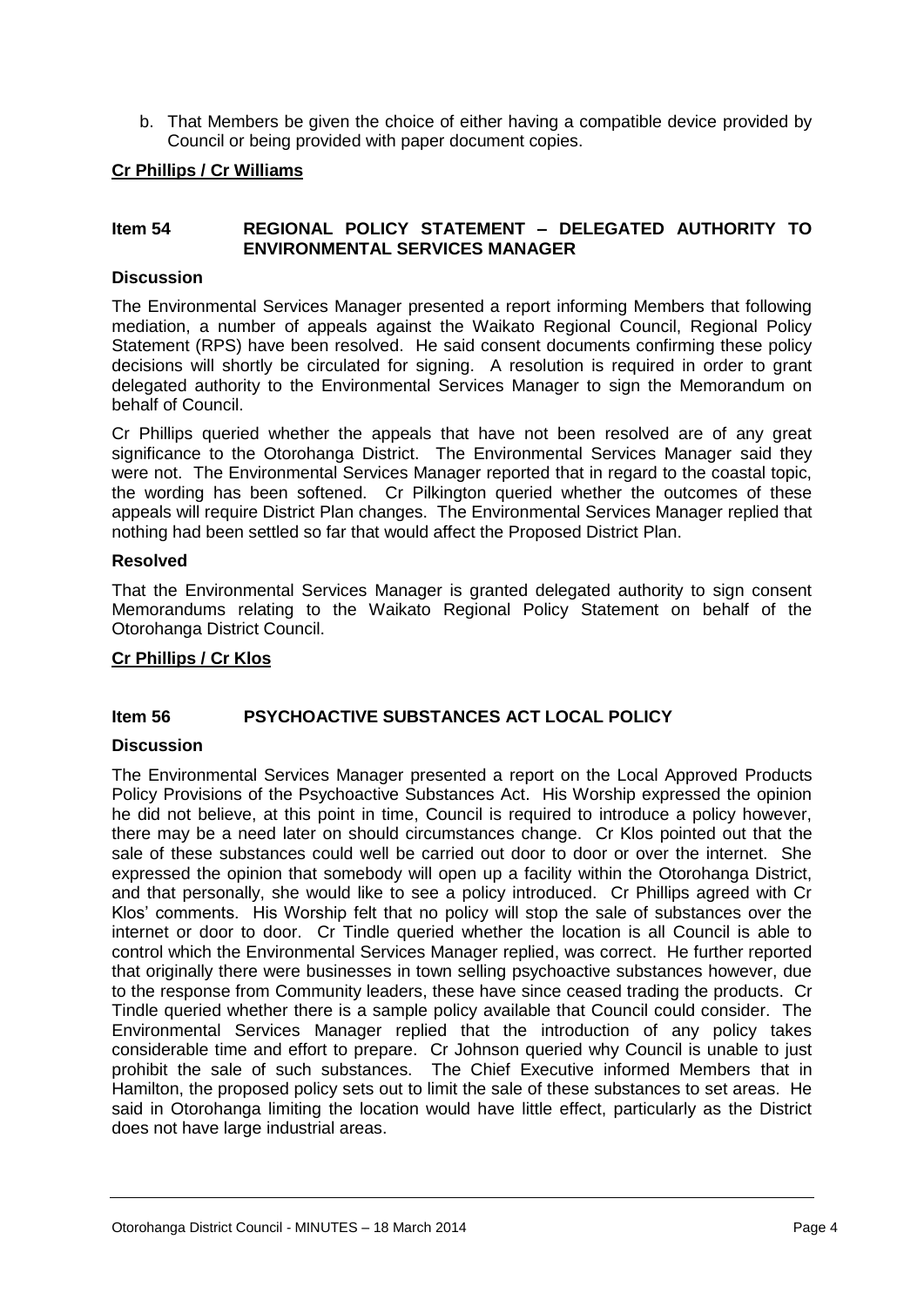b. That Members be given the choice of either having a compatible device provided by Council or being provided with paper document copies.

**Cr Phillips / Cr Williams**

## Item 54 REGIONAL POLICY STATEMENT – DELEGATED AUTHORITY TO ENVIRONMENTAL SERVICES MANAGER

**Discussion**

The Environmental Services Manager presented a report informing Members that following mediation, a number of appeals against the Waikato Regional Council, Regional Policy Statement (RPS) have been resolved. He said consent documents confirming these policy decisions will shortly be circulated for signing. A resolution is required in order to grant delegated authority to the Environmental Services Manager to sign the Memorandum on behalf of Council.

Cr Phillips queried whether the appeals that have not been resolved are of any great significance to the Otorohanga District. The Environmental Services Manager said they were not. The Environmental Services Manager reported that in regard to the coastal topic, the wording has been softened. Cr Pilkington queried whether the outcomes of these appeals will require District Plan changes. The Environmental Services Manager replied that nothing had been settled so far that would affect the Proposed District Plan.

**Resolved**

That the Environmental Services Manager is granted delegated authority to sign consent Memorandums relating to the Waikato Regional Policy Statement on behalf of the Otorohanga District Council.

**Cr Phillips / Cr Klos**

## Item 56 PSYCHOACTIVE SUBSTANCES ACT LOCAL POLICY

**Discussion**

The Environmental Services Manager presented a report on the Local Approved Products Policy Provisions of the Psychoactive Substances Act. His Worship expressed the opinion he did not believe, at this point in time, Council is required to introduce a policy however, there may be a need later on should circumstances change. Cr Klos pointed out that the sale of these substances could well be carried out door to door or over the internet. She expressed the opinion that somebody will open up a facility within the Otorohanga District, and that personally, she would like to see a policy introduced. Cr Phillips agreed with Cr Klos' comments. His Worship felt that no policy will stop the sale of substances over the internet or door to door. Cr Tindle queried whether the location is all Council is able to control which the Environmental Services Manager replied, was correct. He further reported that originally there were businesses in town selling psychoactive substances however, due to the response from Community leaders, these have since ceased trading the products. Cr Tindle queried whether there is a sample policy available that Council could consider. The Environmental Services Manager replied that the introduction of any policy takes considerable time and effort to prepare. Cr Johnson queried why Council is unable to just prohibit the sale of such substances. The Chief Executive informed Members that in Hamilton, the proposed policy sets out to limit the sale of these substances to set areas. He said in Otorohanga limiting the location would have little effect, particularly as the District does not have large industrial areas.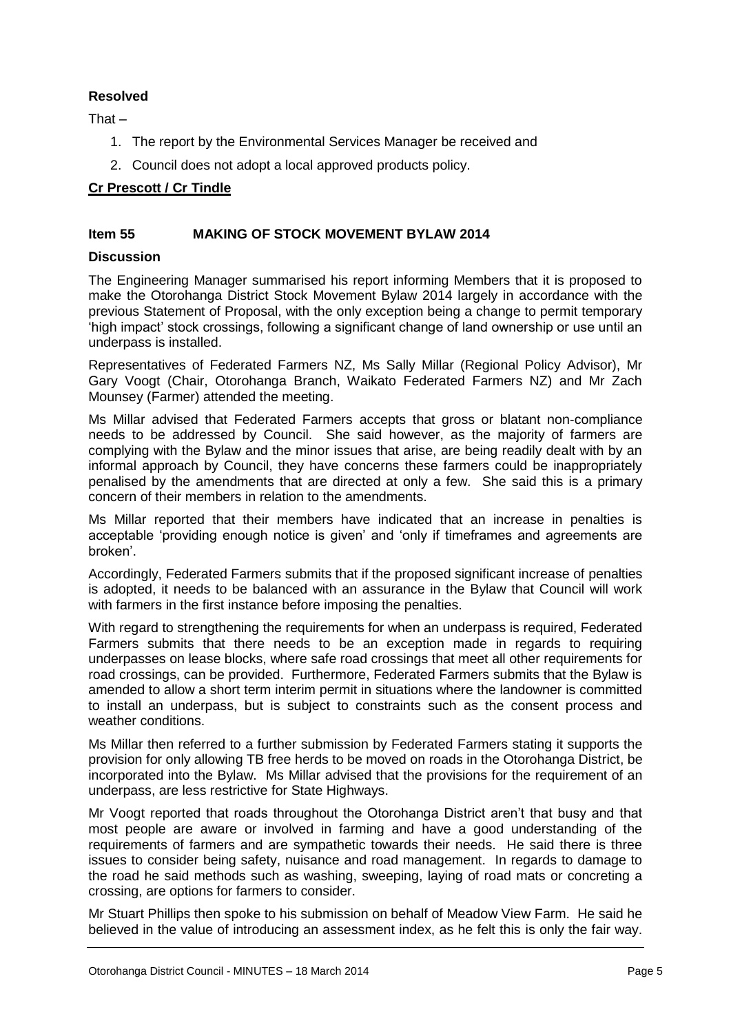**Resolved**

That –

1. The report by the Environmental Services Manager be received and
2. Council does not adopt a local approved products policy.

**Cr Prescott / Cr Tindle**

### Item 55 MAKING OF STOCK MOVEMENT BYLAW 2014

**Discussion**

The Engineering Manager summarised his report informing Members that it is proposed to make the Otorohanga District Stock Movement Bylaw 2014 largely in accordance with the previous Statement of Proposal, with the only exception being a change to permit temporary 'high impact' stock crossings, following a significant change of land ownership or use until an underpass is installed.

Representatives of Federated Farmers NZ, Ms Sally Millar (Regional Policy Advisor), Mr Gary Voogt (Chair, Otorohanga Branch, Waikato Federated Farmers NZ) and Mr Zach Mounsey (Farmer) attended the meeting.

Ms Millar advised that Federated Farmers accepts that gross or blatant non-compliance needs to be addressed by Council. She said however, as the majority of farmers are complying with the Bylaw and the minor issues that arise, are being readily dealt with by an informal approach by Council, they have concerns these farmers could be inappropriately penalised by the amendments that are directed at only a few. She said this is a primary concern of their members in relation to the amendments.

Ms Millar reported that their members have indicated that an increase in penalties is acceptable 'providing enough notice is given' and 'only if timeframes and agreements are broken'.

Accordingly, Federated Farmers submits that if the proposed significant increase of penalties is adopted, it needs to be balanced with an assurance in the Bylaw that Council will work with farmers in the first instance before imposing the penalties.

With regard to strengthening the requirements for when an underpass is required, Federated Farmers submits that there needs to be an exception made in regards to requiring underpasses on lease blocks, where safe road crossings that meet all other requirements for road crossings, can be provided. Furthermore, Federated Farmers submits that the Bylaw is amended to allow a short term interim permit in situations where the landowner is committed to install an underpass, but is subject to constraints such as the consent process and weather conditions.

Ms Millar then referred to a further submission by Federated Farmers stating it supports the provision for only allowing TB free herds to be moved on roads in the Otorohanga District, be incorporated into the Bylaw. Ms Millar advised that the provisions for the requirement of an underpass, are less restrictive for State Highways.

Mr Voogt reported that roads throughout the Otorohanga District aren't that busy and that most people are aware or involved in farming and have a good understanding of the requirements of farmers and are sympathetic towards their needs. He said there is three issues to consider being safety, nuisance and road management. In regards to damage to the road he said methods such as washing, sweeping, laying of road mats or concreting a crossing, are options for farmers to consider.

Mr Stuart Phillips then spoke to his submission on behalf of Meadow View Farm. He said he believed in the value of introducing an assessment index, as he felt this is only the fair way.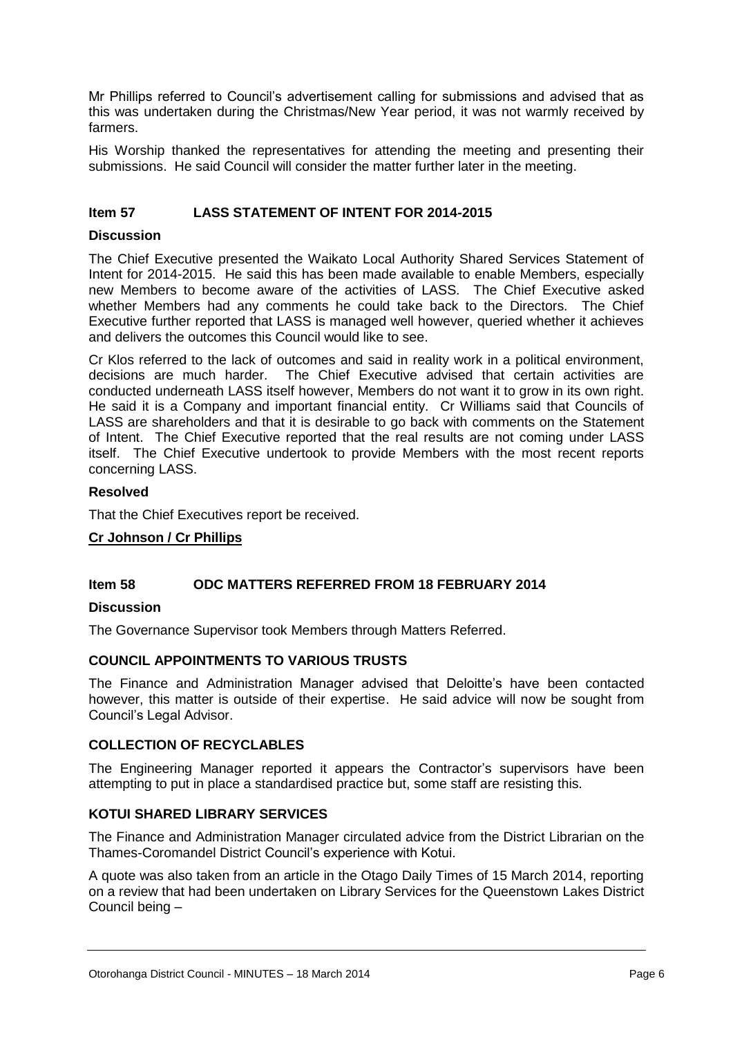Mr Phillips referred to Council's advertisement calling for submissions and advised that as this was undertaken during the Christmas/New Year period, it was not warmly received by farmers.

His Worship thanked the representatives for attending the meeting and presenting their submissions. He said Council will consider the matter further later in the meeting.

### Item 57 LASS STATEMENT OF INTENT FOR 2014-2015

**Discussion**

The Chief Executive presented the Waikato Local Authority Shared Services Statement of Intent for 2014-2015. He said this has been made available to enable Members, especially new Members to become aware of the activities of LASS. The Chief Executive asked whether Members had any comments he could take back to the Directors. The Chief Executive further reported that LASS is managed well however, queried whether it achieves and delivers the outcomes this Council would like to see.

Cr Klos referred to the lack of outcomes and said in reality work in a political environment, decisions are much harder. The Chief Executive advised that certain activities are conducted underneath LASS itself however, Members do not want it to grow in its own right. He said it is a Company and important financial entity. Cr Williams said that Councils of LASS are shareholders and that it is desirable to go back with comments on the Statement of Intent. The Chief Executive reported that the real results are not coming under LASS itself. The Chief Executive undertook to provide Members with the most recent reports concerning LASS.

**Resolved**

That the Chief Executives report be received.

**Cr Johnson / Cr Phillips**

### Item 58 ODC MATTERS REFERRED FROM 18 FEBRUARY 2014

**Discussion**

The Governance Supervisor took Members through Matters Referred.

**COUNCIL APPOINTMENTS TO VARIOUS TRUSTS**

The Finance and Administration Manager advised that Deloitte's have been contacted however, this matter is outside of their expertise. He said advice will now be sought from Council's Legal Advisor.

**COLLECTION OF RECYCLABLES**

The Engineering Manager reported it appears the Contractor's supervisors have been attempting to put in place a standardised practice but, some staff are resisting this.

**KOTUI SHARED LIBRARY SERVICES**

The Finance and Administration Manager circulated advice from the District Librarian on the Thames-Coromandel District Council's experience with Kotui.

A quote was also taken from an article in the Otago Daily Times of 15 March 2014, reporting on a review that had been undertaken on Library Services for the Queenstown Lakes District Council being –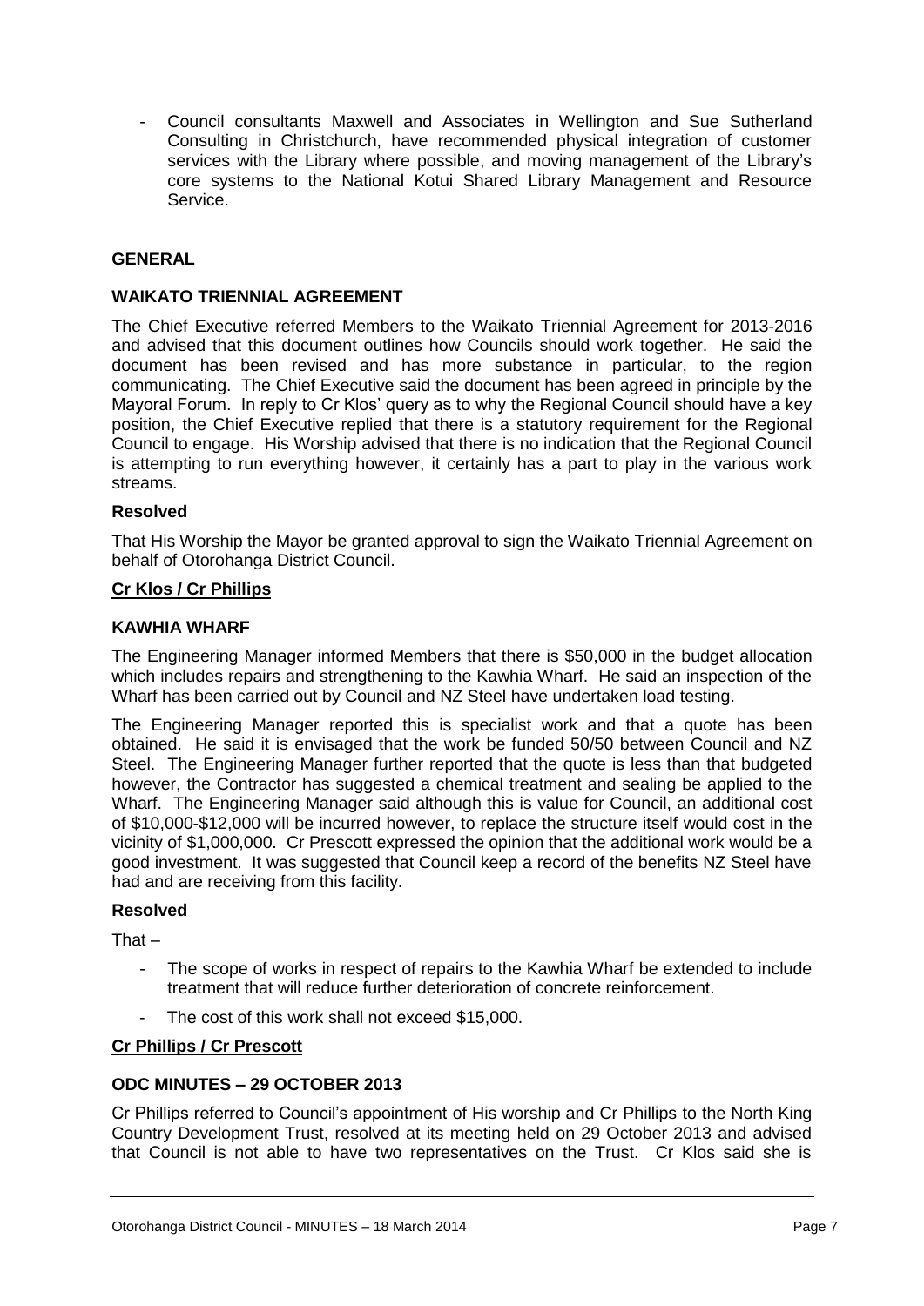- Council consultants Maxwell and Associates in Wellington and Sue Sutherland Consulting in Christchurch, have recommended physical integration of customer services with the Library where possible, and moving management of the Library's core systems to the National Kotui Shared Library Management and Resource Service.

**GENERAL**

**WAIKATO TRIENNIAL AGREEMENT**

The Chief Executive referred Members to the Waikato Triennial Agreement for 2013-2016 and advised that this document outlines how Councils should work together. He said the document has been revised and has more substance in particular, to the region communicating. The Chief Executive said the document has been agreed in principle by the Mayoral Forum. In reply to Cr Klos' query as to why the Regional Council should have a key position, the Chief Executive replied that there is a statutory requirement for the Regional Council to engage. His Worship advised that there is no indication that the Regional Council is attempting to run everything however, it certainly has a part to play in the various work streams.

**Resolved**

That His Worship the Mayor be granted approval to sign the Waikato Triennial Agreement on behalf of Otorohanga District Council.

**Cr Klos / Cr Phillips**

**KAWHIA WHARF**

The Engineering Manager informed Members that there is $50,000 in the budget allocation which includes repairs and strengthening to the Kawhia Wharf. He said an inspection of the Wharf has been carried out by Council and NZ Steel have undertaken load testing.

The Engineering Manager reported this is specialist work and that a quote has been obtained. He said it is envisaged that the work be funded 50/50 between Council and NZ Steel. The Engineering Manager further reported that the quote is less than that budgeted however, the Contractor has suggested a chemical treatment and sealing be applied to the Wharf. The Engineering Manager said although this is value for Council, an additional cost of $10,000-$12,000 will be incurred however, to replace the structure itself would cost in the vicinity of $1,000,000. Cr Prescott expressed the opinion that the additional work would be a good investment. It was suggested that Council keep a record of the benefits NZ Steel have had and are receiving from this facility.

**Resolved**

That –

- The scope of works in respect of repairs to the Kawhia Wharf be extended to include treatment that will reduce further deterioration of concrete reinforcement.
- The cost of this work shall not exceed $15,000.

**Cr Phillips / Cr Prescott**

**ODC MINUTES – 29 OCTOBER 2013**

Cr Phillips referred to Council's appointment of His worship and Cr Phillips to the North King Country Development Trust, resolved at its meeting held on 29 October 2013 and advised that Council is not able to have two representatives on the Trust. Cr Klos said she is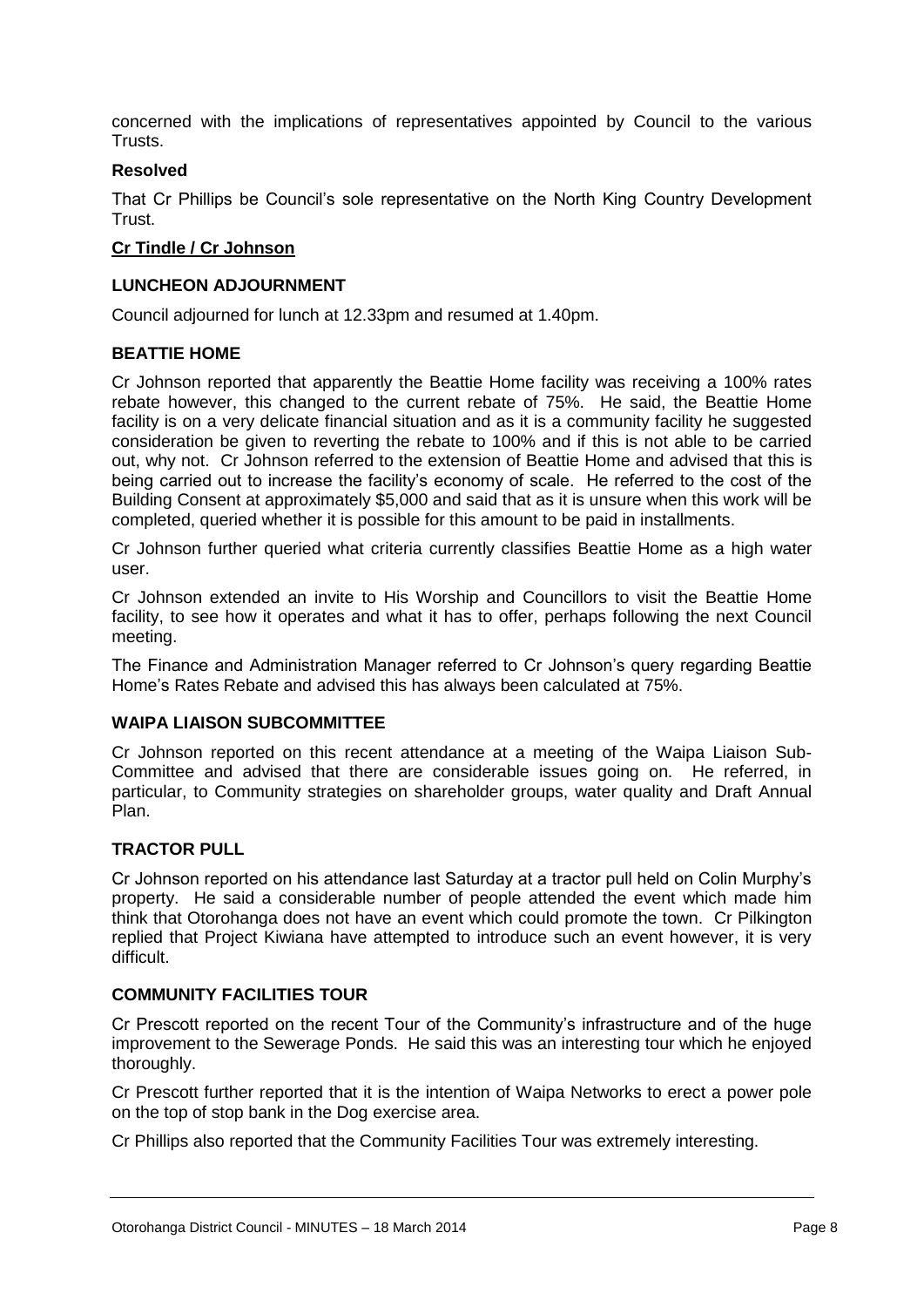concerned with the implications of representatives appointed by Council to the various Trusts.

**Resolved**

That Cr Phillips be Council's sole representative on the North King Country Development Trust.

**Cr Tindle / Cr Johnson**

**LUNCHEON ADJOURNMENT**

Council adjourned for lunch at 12.33pm and resumed at 1.40pm.

**BEATTIE HOME**

Cr Johnson reported that apparently the Beattie Home facility was receiving a 100% rates rebate however, this changed to the current rebate of 75%. He said, the Beattie Home facility is on a very delicate financial situation and as it is a community facility he suggested consideration be given to reverting the rebate to 100% and if this is not able to be carried out, why not. Cr Johnson referred to the extension of Beattie Home and advised that this is being carried out to increase the facility's economy of scale. He referred to the cost of the Building Consent at approximately $5,000 and said that as it is unsure when this work will be completed, queried whether it is possible for this amount to be paid in installments.

Cr Johnson further queried what criteria currently classifies Beattie Home as a high water user.

Cr Johnson extended an invite to His Worship and Councillors to visit the Beattie Home facility, to see how it operates and what it has to offer, perhaps following the next Council meeting.

The Finance and Administration Manager referred to Cr Johnson's query regarding Beattie Home's Rates Rebate and advised this has always been calculated at 75%.

**WAIPA LIAISON SUBCOMMITTEE**

Cr Johnson reported on this recent attendance at a meeting of the Waipa Liaison Sub-Committee and advised that there are considerable issues going on. He referred, in particular, to Community strategies on shareholder groups, water quality and Draft Annual Plan.

**TRACTOR PULL**

Cr Johnson reported on his attendance last Saturday at a tractor pull held on Colin Murphy's property. He said a considerable number of people attended the event which made him think that Otorohanga does not have an event which could promote the town. Cr Pilkington replied that Project Kiwiana have attempted to introduce such an event however, it is very difficult.

**COMMUNITY FACILITIES TOUR**

Cr Prescott reported on the recent Tour of the Community's infrastructure and of the huge improvement to the Sewerage Ponds. He said this was an interesting tour which he enjoyed thoroughly.

Cr Prescott further reported that it is the intention of Waipa Networks to erect a power pole on the top of stop bank in the Dog exercise area.

Cr Phillips also reported that the Community Facilities Tour was extremely interesting.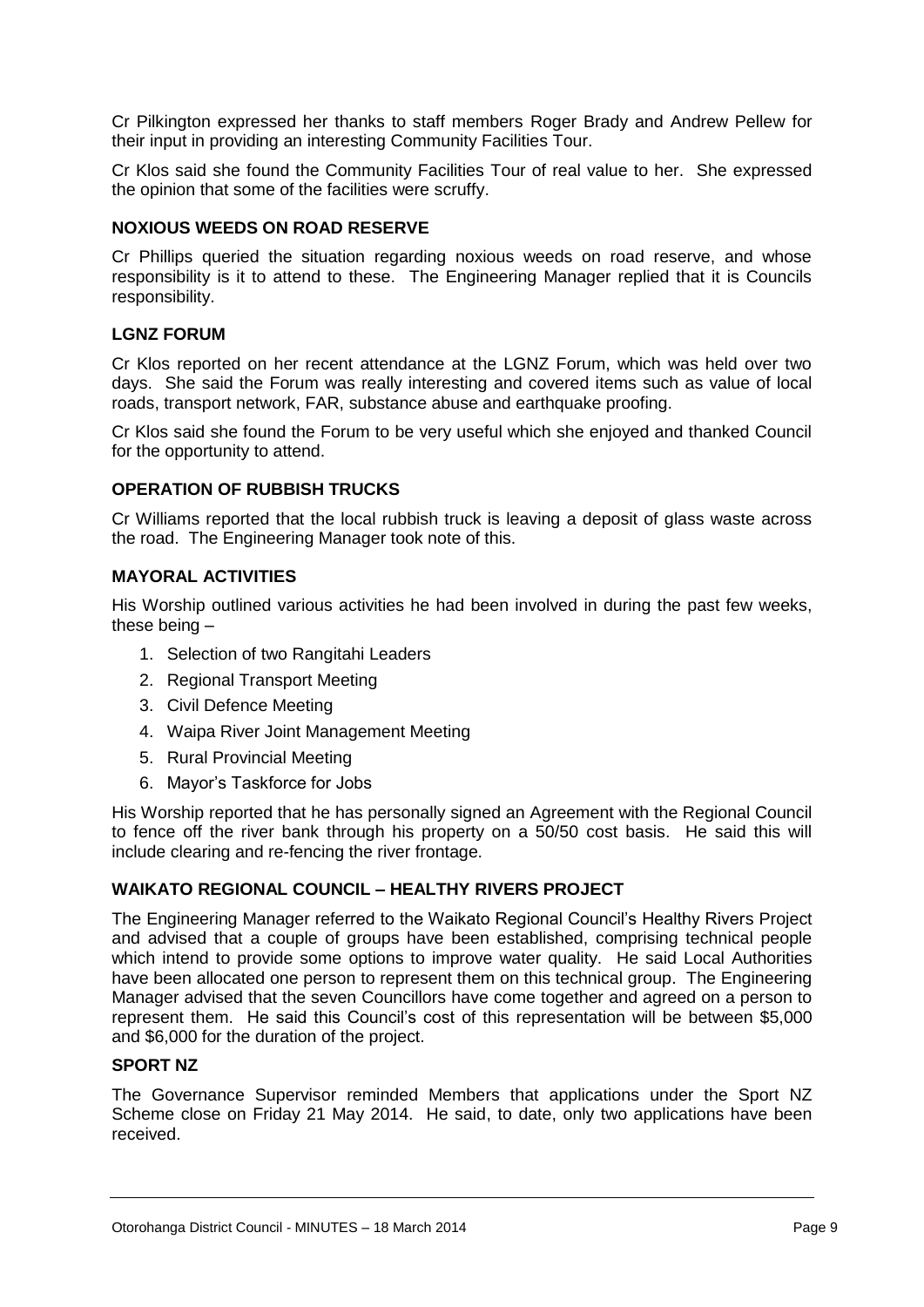Cr Pilkington expressed her thanks to staff members Roger Brady and Andrew Pellew for their input in providing an interesting Community Facilities Tour.

Cr Klos said she found the Community Facilities Tour of real value to her. She expressed the opinion that some of the facilities were scruffy.

**NOXIOUS WEEDS ON ROAD RESERVE**

Cr Phillips queried the situation regarding noxious weeds on road reserve, and whose responsibility is it to attend to these. The Engineering Manager replied that it is Councils responsibility.

**LGNZ FORUM**

Cr Klos reported on her recent attendance at the LGNZ Forum, which was held over two days. She said the Forum was really interesting and covered items such as value of local roads, transport network, FAR, substance abuse and earthquake proofing.

Cr Klos said she found the Forum to be very useful which she enjoyed and thanked Council for the opportunity to attend.

**OPERATION OF RUBBISH TRUCKS**

Cr Williams reported that the local rubbish truck is leaving a deposit of glass waste across the road. The Engineering Manager took note of this.

**MAYORAL ACTIVITIES**

His Worship outlined various activities he had been involved in during the past few weeks, these being –

1. Selection of two Rangitahi Leaders
2. Regional Transport Meeting
3. Civil Defence Meeting
4. Waipa River Joint Management Meeting
5. Rural Provincial Meeting
6. Mayor's Taskforce for Jobs

His Worship reported that he has personally signed an Agreement with the Regional Council to fence off the river bank through his property on a 50/50 cost basis. He said this will include clearing and re-fencing the river frontage.

**WAIKATO REGIONAL COUNCIL – HEALTHY RIVERS PROJECT**

The Engineering Manager referred to the Waikato Regional Council's Healthy Rivers Project and advised that a couple of groups have been established, comprising technical people which intend to provide some options to improve water quality. He said Local Authorities have been allocated one person to represent them on this technical group. The Engineering Manager advised that the seven Councillors have come together and agreed on a person to represent them. He said this Council's cost of this representation will be between $5,000 and $6,000 for the duration of the project.

**SPORT NZ**

The Governance Supervisor reminded Members that applications under the Sport NZ Scheme close on Friday 21 May 2014. He said, to date, only two applications have been received.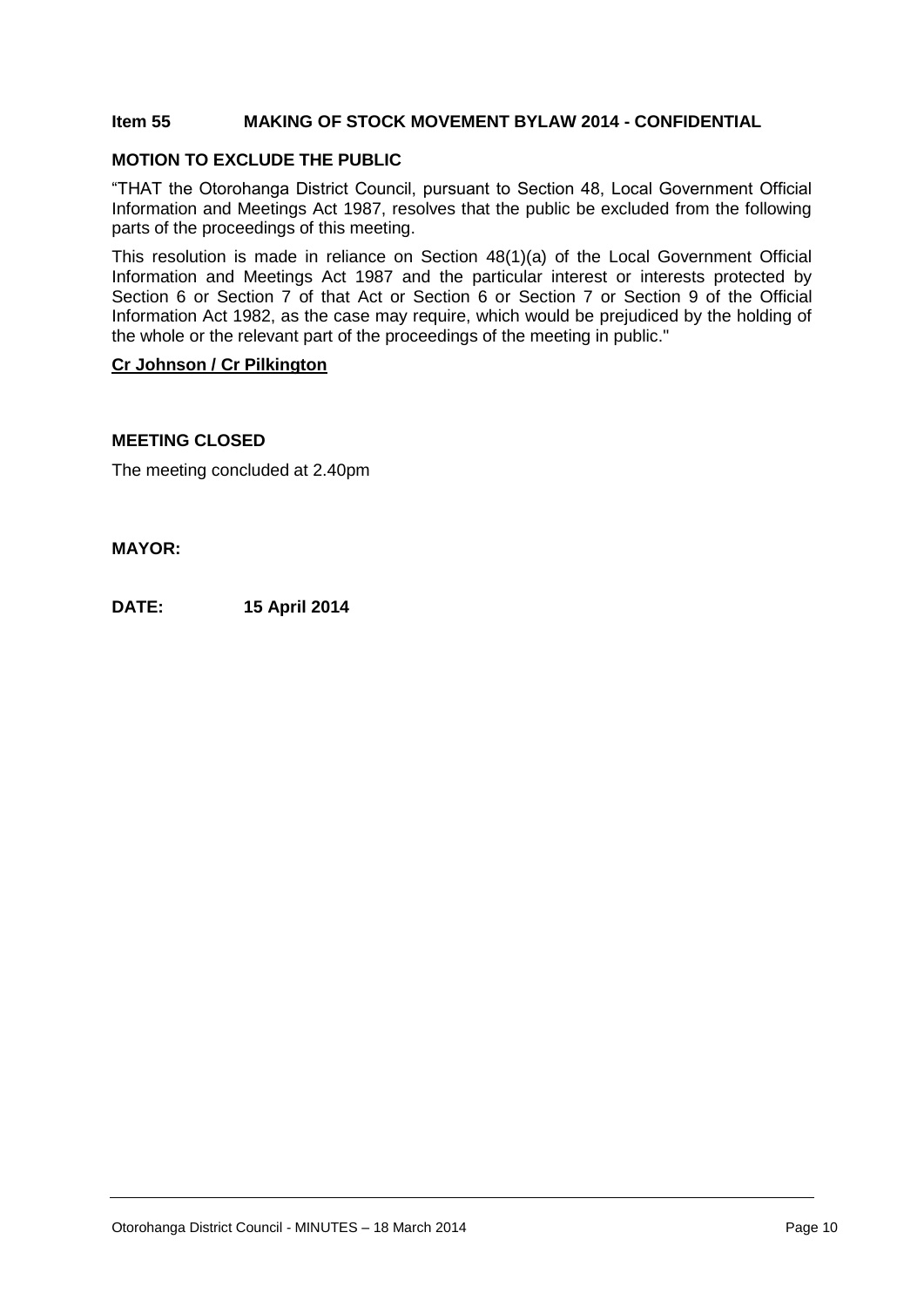**Item 55 MAKING OF STOCK MOVEMENT BYLAW 2014 - CONFIDENTIAL**

**MOTION TO EXCLUDE THE PUBLIC**

"THAT the Otorohanga District Council, pursuant to Section 48, Local Government Official Information and Meetings Act 1987, resolves that the public be excluded from the following parts of the proceedings of this meeting.

This resolution is made in reliance on Section 48(1)(a) of the Local Government Official Information and Meetings Act 1987 and the particular interest or interests protected by Section 6 or Section 7 of that Act or Section 6 or Section 7 or Section 9 of the Official Information Act 1982, as the case may require, which would be prejudiced by the holding of the whole or the relevant part of the proceedings of the meeting in public."

**Cr Johnson / Cr Pilkington**

**MEETING CLOSED**

The meeting concluded at 2.40pm

**MAYOR:**

**DATE: 15 April 2014**